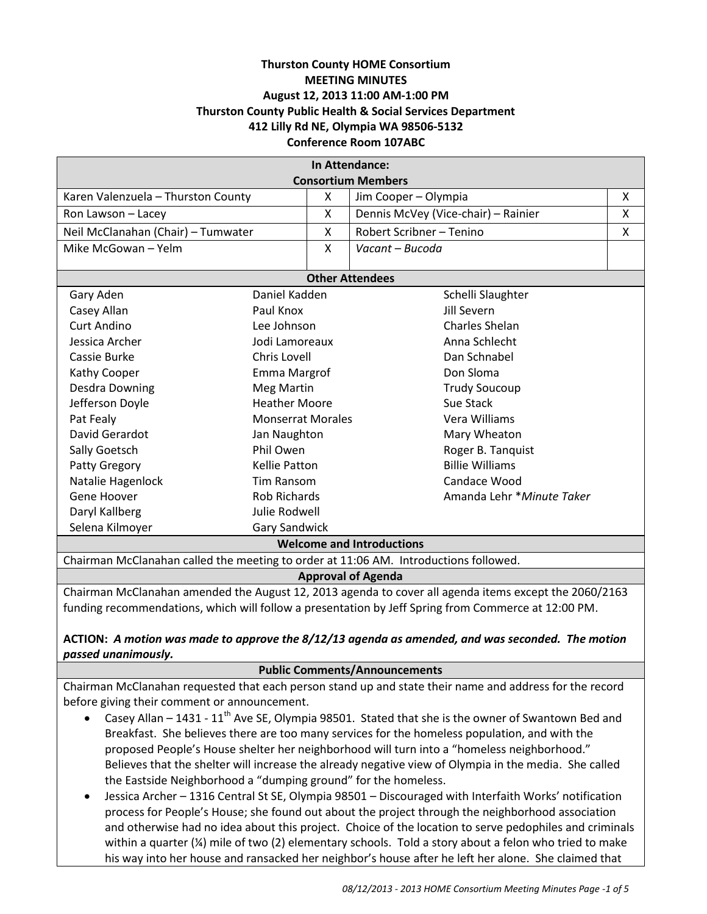**Thurston County HOME Consortium**
**MEETING MINUTES**
**August 12, 2013 11:00 AM-1:00 PM**
**Thurston County Public Health & Social Services Department**
**412 Lilly Rd NE, Olympia WA 98506-5132**
**Conference Room 107ABC**

**In Attendance:**
**Consortium Members**

| Member | | Member | |
|---|---|---|---|
| Karen Valenzuela – Thurston County | X | Jim Cooper – Olympia | X |
| Ron Lawson – Lacey | X | Dennis McVey (Vice-chair) – Rainier | X |
| Neil McClanahan (Chair) – Tumwater | X | Robert Scribner – Tenino | X |
| Mike McGowan – Yelm | X | *Vacant – Bucoda* | |

**Other Attendees**

| | | |
|---|---|---|
| Gary Aden | Daniel Kadden | Schelli Slaughter |
| Casey Allan | Paul Knox | Jill Severn |
| Curt Andino | Lee Johnson | Charles Shelan |
| Jessica Archer | Jodi Lamoreaux | Anna Schlecht |
| Cassie Burke | Chris Lovell | Dan Schnabel |
| Kathy Cooper | Emma Margrof | Don Sloma |
| Desdra Downing | Meg Martin | Trudy Soucoup |
| Jefferson Doyle | Heather Moore | Sue Stack |
| Pat Fealy | Monserrat Morales | Vera Williams |
| David Gerardot | Jan Naughton | Mary Wheaton |
| Sally Goetsch | Phil Owen | Roger B. Tanquist |
| Patty Gregory | Kellie Patton | Billie Williams |
| Natalie Hagenlock | Tim Ransom | Candace Wood |
| Gene Hoover | Rob Richards | Amanda Lehr **Minute Taker* |
| Daryl Kallberg | Julie Rodwell | |
| Selena Kilmoyer | Gary Sandwick | |

**Welcome and Introductions**

Chairman McClanahan called the meeting to order at 11:06 AM. Introductions followed.

**Approval of Agenda**

Chairman McClanahan amended the August 12, 2013 agenda to cover all agenda items except the 2060/2163 funding recommendations, which will follow a presentation by Jeff Spring from Commerce at 12:00 PM.

**ACTION:** ***A motion was made to approve the 8/12/13 agenda as amended, and was seconded. The motion passed unanimously.***

**Public Comments/Announcements**

Chairman McClanahan requested that each person stand up and state their name and address for the record before giving their comment or announcement.

- Casey Allan – 1431 - 11th Ave SE, Olympia 98501. Stated that she is the owner of Swantown Bed and Breakfast. She believes there are too many services for the homeless population, and with the proposed People's House shelter her neighborhood will turn into a "homeless neighborhood." Believes that the shelter will increase the already negative view of Olympia in the media. She called the Eastside Neighborhood a "dumping ground" for the homeless.
- Jessica Archer – 1316 Central St SE, Olympia 98501 – Discouraged with Interfaith Works' notification process for People's House; she found out about the project through the neighborhood association and otherwise had no idea about this project. Choice of the location to serve pedophiles and criminals within a quarter (¼) mile of two (2) elementary schools. Told a story about a felon who tried to make his way into her house and ransacked her neighbor's house after he left her alone. She claimed that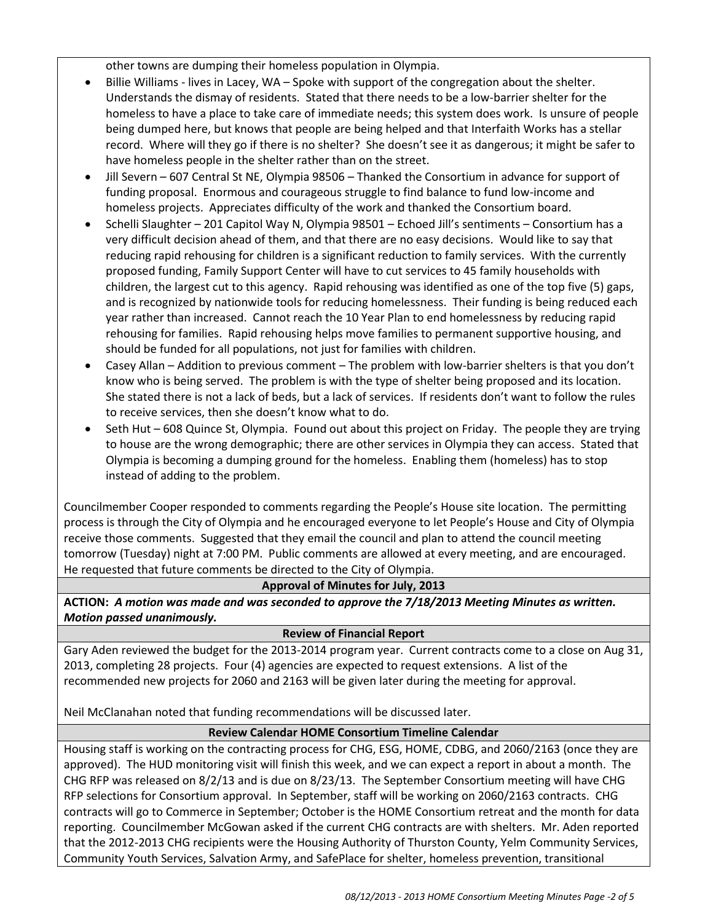other towns are dumping their homeless population in Olympia.

- Billie Williams - lives in Lacey, WA – Spoke with support of the congregation about the shelter. Understands the dismay of residents. Stated that there needs to be a low-barrier shelter for the homeless to have a place to take care of immediate needs; this system does work. Is unsure of people being dumped here, but knows that people are being helped and that Interfaith Works has a stellar record. Where will they go if there is no shelter? She doesn't see it as dangerous; it might be safer to have homeless people in the shelter rather than on the street.
- Jill Severn – 607 Central St NE, Olympia 98506 – Thanked the Consortium in advance for support of funding proposal. Enormous and courageous struggle to find balance to fund low-income and homeless projects. Appreciates difficulty of the work and thanked the Consortium board.
- Schelli Slaughter – 201 Capitol Way N, Olympia 98501 – Echoed Jill's sentiments – Consortium has a very difficult decision ahead of them, and that there are no easy decisions. Would like to say that reducing rapid rehousing for children is a significant reduction to family services. With the currently proposed funding, Family Support Center will have to cut services to 45 family households with children, the largest cut to this agency. Rapid rehousing was identified as one of the top five (5) gaps, and is recognized by nationwide tools for reducing homelessness. Their funding is being reduced each year rather than increased. Cannot reach the 10 Year Plan to end homelessness by reducing rapid rehousing for families. Rapid rehousing helps move families to permanent supportive housing, and should be funded for all populations, not just for families with children.
- Casey Allan – Addition to previous comment – The problem with low-barrier shelters is that you don't know who is being served. The problem is with the type of shelter being proposed and its location. She stated there is not a lack of beds, but a lack of services. If residents don't want to follow the rules to receive services, then she doesn't know what to do.
- Seth Hut – 608 Quince St, Olympia. Found out about this project on Friday. The people they are trying to house are the wrong demographic; there are other services in Olympia they can access. Stated that Olympia is becoming a dumping ground for the homeless. Enabling them (homeless) has to stop instead of adding to the problem.

Councilmember Cooper responded to comments regarding the People's House site location. The permitting process is through the City of Olympia and he encouraged everyone to let People's House and City of Olympia receive those comments. Suggested that they email the council and plan to attend the council meeting tomorrow (Tuesday) night at 7:00 PM. Public comments are allowed at every meeting, and are encouraged. He requested that future comments be directed to the City of Olympia.

**Approval of Minutes for July, 2013**

**ACTION:** ***A motion was made and was seconded to approve the 7/18/2013 Meeting Minutes as written. Motion passed unanimously.***

**Review of Financial Report**

Gary Aden reviewed the budget for the 2013-2014 program year. Current contracts come to a close on Aug 31, 2013, completing 28 projects. Four (4) agencies are expected to request extensions. A list of the recommended new projects for 2060 and 2163 will be given later during the meeting for approval.

Neil McClanahan noted that funding recommendations will be discussed later.

**Review Calendar HOME Consortium Timeline Calendar**

Housing staff is working on the contracting process for CHG, ESG, HOME, CDBG, and 2060/2163 (once they are approved). The HUD monitoring visit will finish this week, and we can expect a report in about a month. The CHG RFP was released on 8/2/13 and is due on 8/23/13. The September Consortium meeting will have CHG RFP selections for Consortium approval. In September, staff will be working on 2060/2163 contracts. CHG contracts will go to Commerce in September; October is the HOME Consortium retreat and the month for data reporting. Councilmember McGowan asked if the current CHG contracts are with shelters. Mr. Aden reported that the 2012-2013 CHG recipients were the Housing Authority of Thurston County, Yelm Community Services, Community Youth Services, Salvation Army, and SafePlace for shelter, homeless prevention, transitional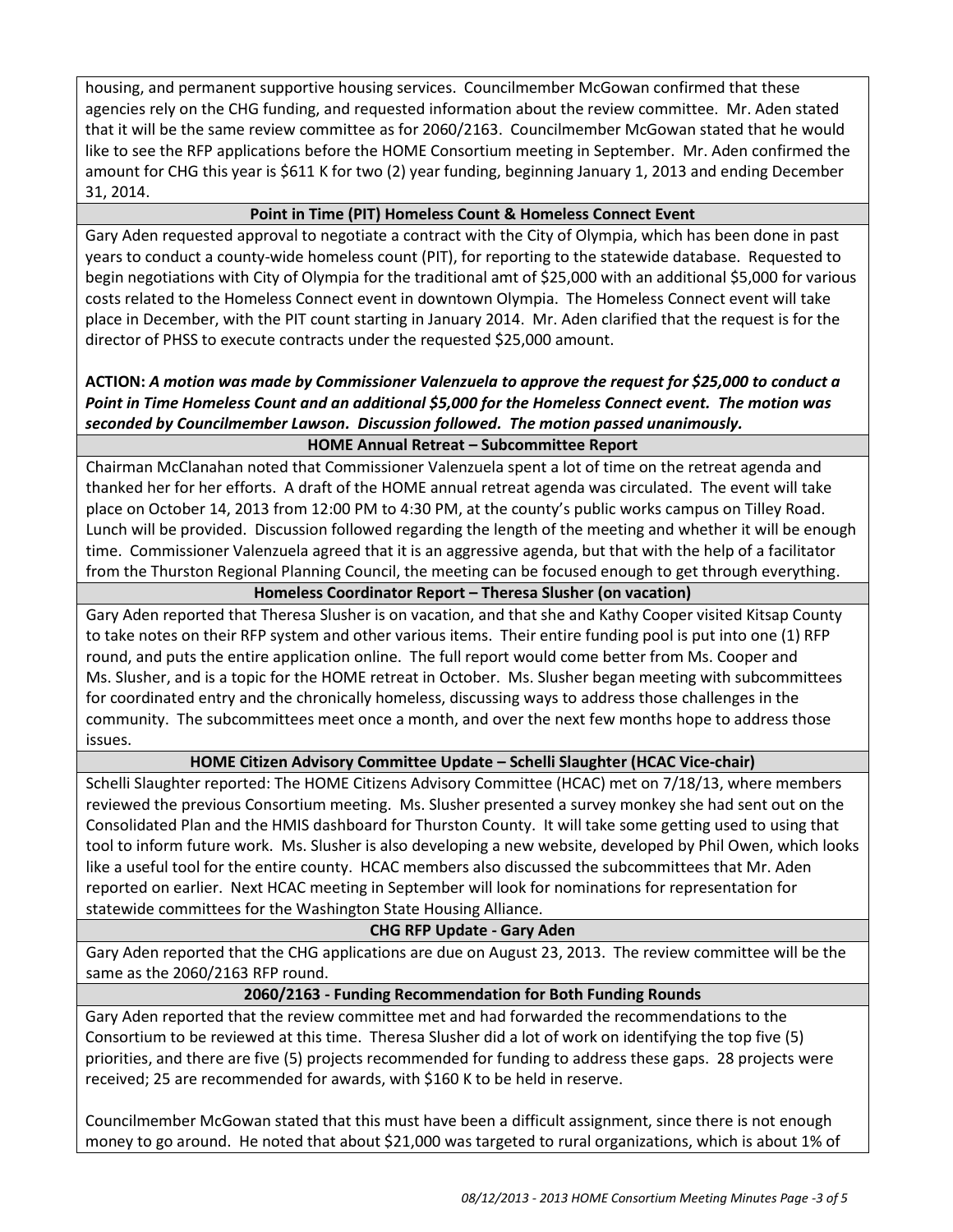housing, and permanent supportive housing services. Councilmember McGowan confirmed that these agencies rely on the CHG funding, and requested information about the review committee. Mr. Aden stated that it will be the same review committee as for 2060/2163. Councilmember McGowan stated that he would like to see the RFP applications before the HOME Consortium meeting in September. Mr. Aden confirmed the amount for CHG this year is $611 K for two (2) year funding, beginning January 1, 2013 and ending December 31, 2014.

### Point in Time (PIT) Homeless Count & Homeless Connect Event

Gary Aden requested approval to negotiate a contract with the City of Olympia, which has been done in past years to conduct a county-wide homeless count (PIT), for reporting to the statewide database. Requested to begin negotiations with City of Olympia for the traditional amt of $25,000 with an additional $5,000 for various costs related to the Homeless Connect event in downtown Olympia. The Homeless Connect event will take place in December, with the PIT count starting in January 2014. Mr. Aden clarified that the request is for the director of PHSS to execute contracts under the requested $25,000 amount.

**ACTION:** ***A motion was made by Commissioner Valenzuela to approve the request for $25,000 to conduct a Point in Time Homeless Count and an additional $5,000 for the Homeless Connect event. The motion was seconded by Councilmember Lawson. Discussion followed. The motion passed unanimously.***

### HOME Annual Retreat – Subcommittee Report

Chairman McClanahan noted that Commissioner Valenzuela spent a lot of time on the retreat agenda and thanked her for her efforts. A draft of the HOME annual retreat agenda was circulated. The event will take place on October 14, 2013 from 12:00 PM to 4:30 PM, at the county's public works campus on Tilley Road. Lunch will be provided. Discussion followed regarding the length of the meeting and whether it will be enough time. Commissioner Valenzuela agreed that it is an aggressive agenda, but that with the help of a facilitator from the Thurston Regional Planning Council, the meeting can be focused enough to get through everything.

### Homeless Coordinator Report – Theresa Slusher (on vacation)

Gary Aden reported that Theresa Slusher is on vacation, and that she and Kathy Cooper visited Kitsap County to take notes on their RFP system and other various items. Their entire funding pool is put into one (1) RFP round, and puts the entire application online. The full report would come better from Ms. Cooper and Ms. Slusher, and is a topic for the HOME retreat in October. Ms. Slusher began meeting with subcommittees for coordinated entry and the chronically homeless, discussing ways to address those challenges in the community. The subcommittees meet once a month, and over the next few months hope to address those issues.

### HOME Citizen Advisory Committee Update – Schelli Slaughter (HCAC Vice-chair)

Schelli Slaughter reported: The HOME Citizens Advisory Committee (HCAC) met on 7/18/13, where members reviewed the previous Consortium meeting. Ms. Slusher presented a survey monkey she had sent out on the Consolidated Plan and the HMIS dashboard for Thurston County. It will take some getting used to using that tool to inform future work. Ms. Slusher is also developing a new website, developed by Phil Owen, which looks like a useful tool for the entire county. HCAC members also discussed the subcommittees that Mr. Aden reported on earlier. Next HCAC meeting in September will look for nominations for representation for statewide committees for the Washington State Housing Alliance.

### CHG RFP Update - Gary Aden

Gary Aden reported that the CHG applications are due on August 23, 2013. The review committee will be the same as the 2060/2163 RFP round.

### 2060/2163 - Funding Recommendation for Both Funding Rounds

Gary Aden reported that the review committee met and had forwarded the recommendations to the Consortium to be reviewed at this time. Theresa Slusher did a lot of work on identifying the top five (5) priorities, and there are five (5) projects recommended for funding to address these gaps. 28 projects were received; 25 are recommended for awards, with $160 K to be held in reserve.

Councilmember McGowan stated that this must have been a difficult assignment, since there is not enough money to go around. He noted that about $21,000 was targeted to rural organizations, which is about 1% of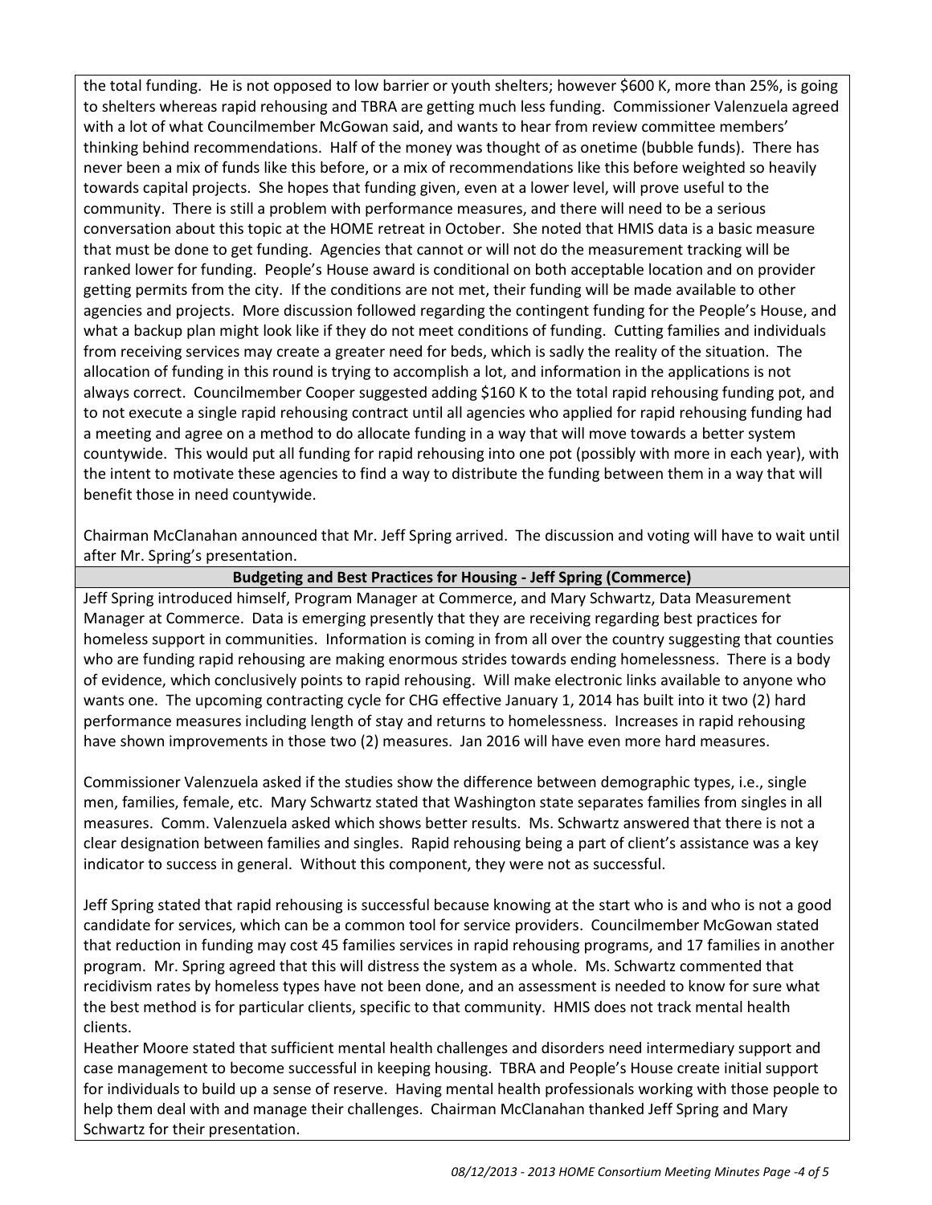the total funding. He is not opposed to low barrier or youth shelters; however $600 K, more than 25%, is going to shelters whereas rapid rehousing and TBRA are getting much less funding. Commissioner Valenzuela agreed with a lot of what Councilmember McGowan said, and wants to hear from review committee members' thinking behind recommendations. Half of the money was thought of as onetime (bubble funds). There has never been a mix of funds like this before, or a mix of recommendations like this before weighted so heavily towards capital projects. She hopes that funding given, even at a lower level, will prove useful to the community. There is still a problem with performance measures, and there will need to be a serious conversation about this topic at the HOME retreat in October. She noted that HMIS data is a basic measure that must be done to get funding. Agencies that cannot or will not do the measurement tracking will be ranked lower for funding. People's House award is conditional on both acceptable location and on provider getting permits from the city. If the conditions are not met, their funding will be made available to other agencies and projects. More discussion followed regarding the contingent funding for the People's House, and what a backup plan might look like if they do not meet conditions of funding. Cutting families and individuals from receiving services may create a greater need for beds, which is sadly the reality of the situation. The allocation of funding in this round is trying to accomplish a lot, and information in the applications is not always correct. Councilmember Cooper suggested adding $160 K to the total rapid rehousing funding pot, and to not execute a single rapid rehousing contract until all agencies who applied for rapid rehousing funding had a meeting and agree on a method to do allocate funding in a way that will move towards a better system countywide. This would put all funding for rapid rehousing into one pot (possibly with more in each year), with the intent to motivate these agencies to find a way to distribute the funding between them in a way that will benefit those in need countywide.

Chairman McClanahan announced that Mr. Jeff Spring arrived. The discussion and voting will have to wait until after Mr. Spring's presentation.

**Budgeting and Best Practices for Housing - Jeff Spring (Commerce)**

Jeff Spring introduced himself, Program Manager at Commerce, and Mary Schwartz, Data Measurement Manager at Commerce. Data is emerging presently that they are receiving regarding best practices for homeless support in communities. Information is coming in from all over the country suggesting that counties who are funding rapid rehousing are making enormous strides towards ending homelessness. There is a body of evidence, which conclusively points to rapid rehousing. Will make electronic links available to anyone who wants one. The upcoming contracting cycle for CHG effective January 1, 2014 has built into it two (2) hard performance measures including length of stay and returns to homelessness. Increases in rapid rehousing have shown improvements in those two (2) measures. Jan 2016 will have even more hard measures.

Commissioner Valenzuela asked if the studies show the difference between demographic types, i.e., single men, families, female, etc. Mary Schwartz stated that Washington state separates families from singles in all measures. Comm. Valenzuela asked which shows better results. Ms. Schwartz answered that there is not a clear designation between families and singles. Rapid rehousing being a part of client's assistance was a key indicator to success in general. Without this component, they were not as successful.

Jeff Spring stated that rapid rehousing is successful because knowing at the start who is and who is not a good candidate for services, which can be a common tool for service providers. Councilmember McGowan stated that reduction in funding may cost 45 families services in rapid rehousing programs, and 17 families in another program. Mr. Spring agreed that this will distress the system as a whole. Ms. Schwartz commented that recidivism rates by homeless types have not been done, and an assessment is needed to know for sure what the best method is for particular clients, specific to that community. HMIS does not track mental health clients.

Heather Moore stated that sufficient mental health challenges and disorders need intermediary support and case management to become successful in keeping housing. TBRA and People's House create initial support for individuals to build up a sense of reserve. Having mental health professionals working with those people to help them deal with and manage their challenges. Chairman McClanahan thanked Jeff Spring and Mary Schwartz for their presentation.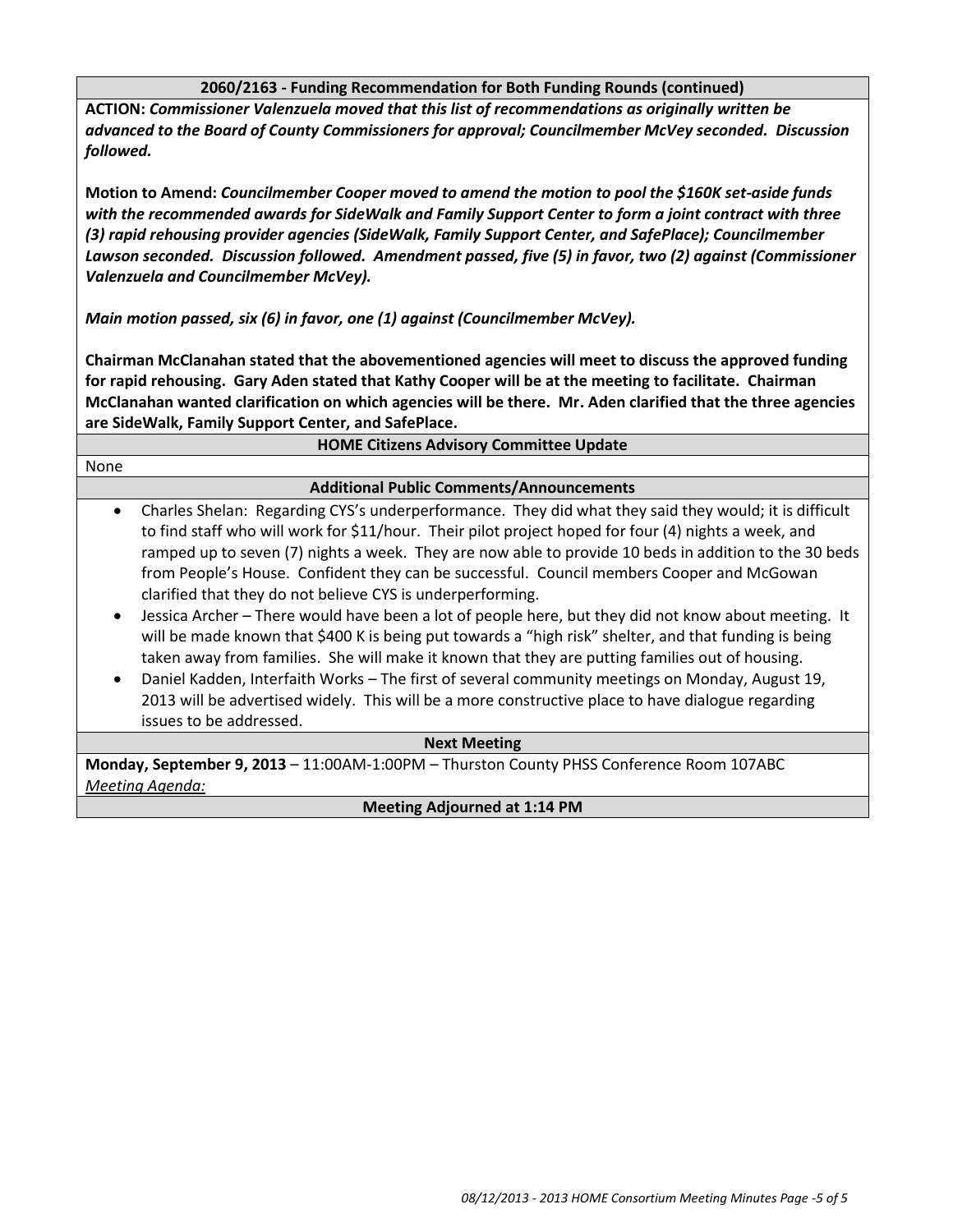**2060/2163 - Funding Recommendation for Both Funding Rounds (continued)**

**ACTION:** ***Commissioner Valenzuela moved that this list of recommendations as originally written be advanced to the Board of County Commissioners for approval; Councilmember McVey seconded. Discussion followed.***

**Motion to Amend:** ***Councilmember Cooper moved to amend the motion to pool the $160K set-aside funds with the recommended awards for SideWalk and Family Support Center to form a joint contract with three (3) rapid rehousing provider agencies (SideWalk, Family Support Center, and SafePlace); Councilmember Lawson seconded. Discussion followed. Amendment passed, five (5) in favor, two (2) against (Commissioner Valenzuela and Councilmember McVey).***

***Main motion passed, six (6) in favor, one (1) against (Councilmember McVey).***

**Chairman McClanahan stated that the abovementioned agencies will meet to discuss the approved funding for rapid rehousing. Gary Aden stated that Kathy Cooper will be at the meeting to facilitate. Chairman McClanahan wanted clarification on which agencies will be there. Mr. Aden clarified that the three agencies are SideWalk, Family Support Center, and SafePlace.**

**HOME Citizens Advisory Committee Update**

None

**Additional Public Comments/Announcements**

- Charles Shelan: Regarding CYS's underperformance. They did what they said they would; it is difficult to find staff who will work for $11/hour. Their pilot project hoped for four (4) nights a week, and ramped up to seven (7) nights a week. They are now able to provide 10 beds in addition to the 30 beds from People's House. Confident they can be successful. Council members Cooper and McGowan clarified that they do not believe CYS is underperforming.
- Jessica Archer – There would have been a lot of people here, but they did not know about meeting. It will be made known that $400 K is being put towards a "high risk" shelter, and that funding is being taken away from families. She will make it known that they are putting families out of housing.
- Daniel Kadden, Interfaith Works – The first of several community meetings on Monday, August 19, 2013 will be advertised widely. This will be a more constructive place to have dialogue regarding issues to be addressed.

**Next Meeting**

**Monday, September 9, 2013** – 11:00AM-1:00PM – Thurston County PHSS Conference Room 107ABC

*Meeting Agenda:*

**Meeting Adjourned at 1:14 PM**